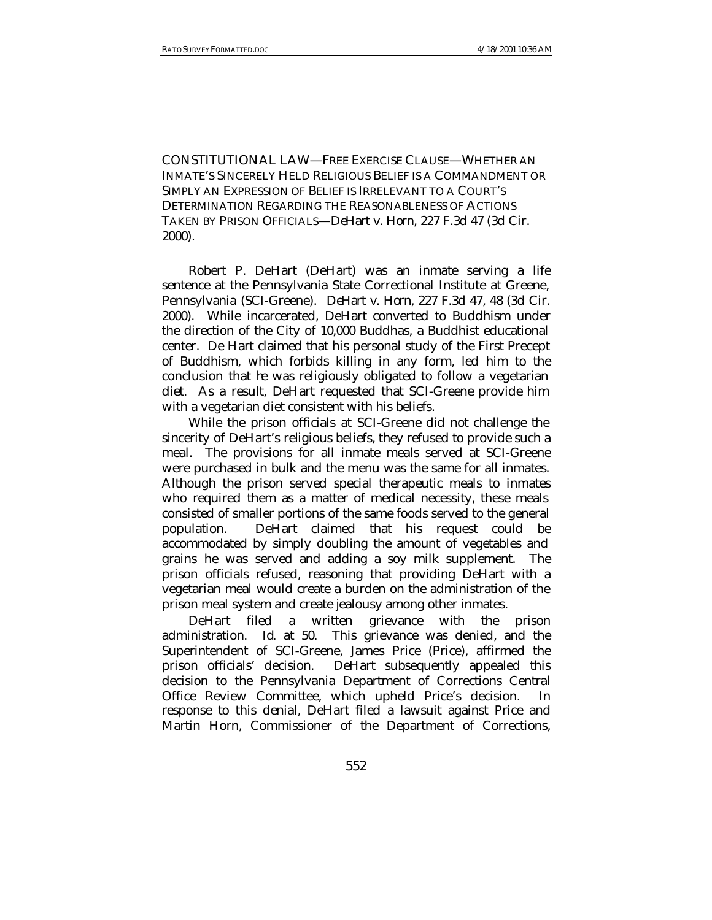CONSTITUTIONAL LAW—FREE EXERCISE CLAUSE—WHETHER AN INMATE'S SINCERELY HELD RELIGIOUS BELIEF IS A COMMANDMENT OR SIMPLY AN EXPRESSION OF BELIEF IS IRRELEVANT TO A COURT'S DETERMINATION REGARDING THE REASONABLENESS OF ACTIONS TAKEN BY PRISON OFFICIALS—*DeHart v. Horn*, 227 F.3d 47 (3d Cir. 2000).

Robert P. DeHart (DeHart) was an inmate serving a life sentence at the Pennsylvania State Correctional Institute at Greene, Pennsylvania (SCI-Greene). *DeHart v. Horn*, 227 F.3d 47, 48 (3d Cir. 2000). While incarcerated, DeHart converted to Buddhism under the direction of the City of 10,000 Buddhas, a Buddhist educational center. De Hart claimed that his personal study of the First Precept of Buddhism, which forbids killing in any form, led him to the conclusion that he was religiously obligated to follow a vegetarian diet. As a result, DeHart requested that SCI-Greene provide him with a vegetarian diet consistent with his beliefs.

While the prison officials at SCI-Greene did not challenge the sincerity of DeHart's religious beliefs, they refused to provide such a meal. The provisions for all inmate meals served at SCI-Greene were purchased in bulk and the menu was the same for all inmates. Although the prison served special therapeutic meals to inmates who required them as a matter of medical necessity, these meals consisted of smaller portions of the same foods served to the general population. DeHart claimed that his request could be accommodated by simply doubling the amount of vegetables and grains he was served and adding a soy milk supplement. The prison officials refused, reasoning that providing DeHart with a vegetarian meal would create a burden on the administration of the prison meal system and create jealousy among other inmates.

DeHart filed a written grievance with the prison administration. *Id.* at 50. This grievance was denied, and the Superintendent of SCI-Greene, James Price (Price), affirmed the prison officials' decision. DeHart subsequently appealed this decision to the Pennsylvania Department of Corrections Central Office Review Committee, which upheld Price's decision. In response to this denial, DeHart filed a lawsuit against Price and Martin Horn, Commissioner of the Department of Corrections,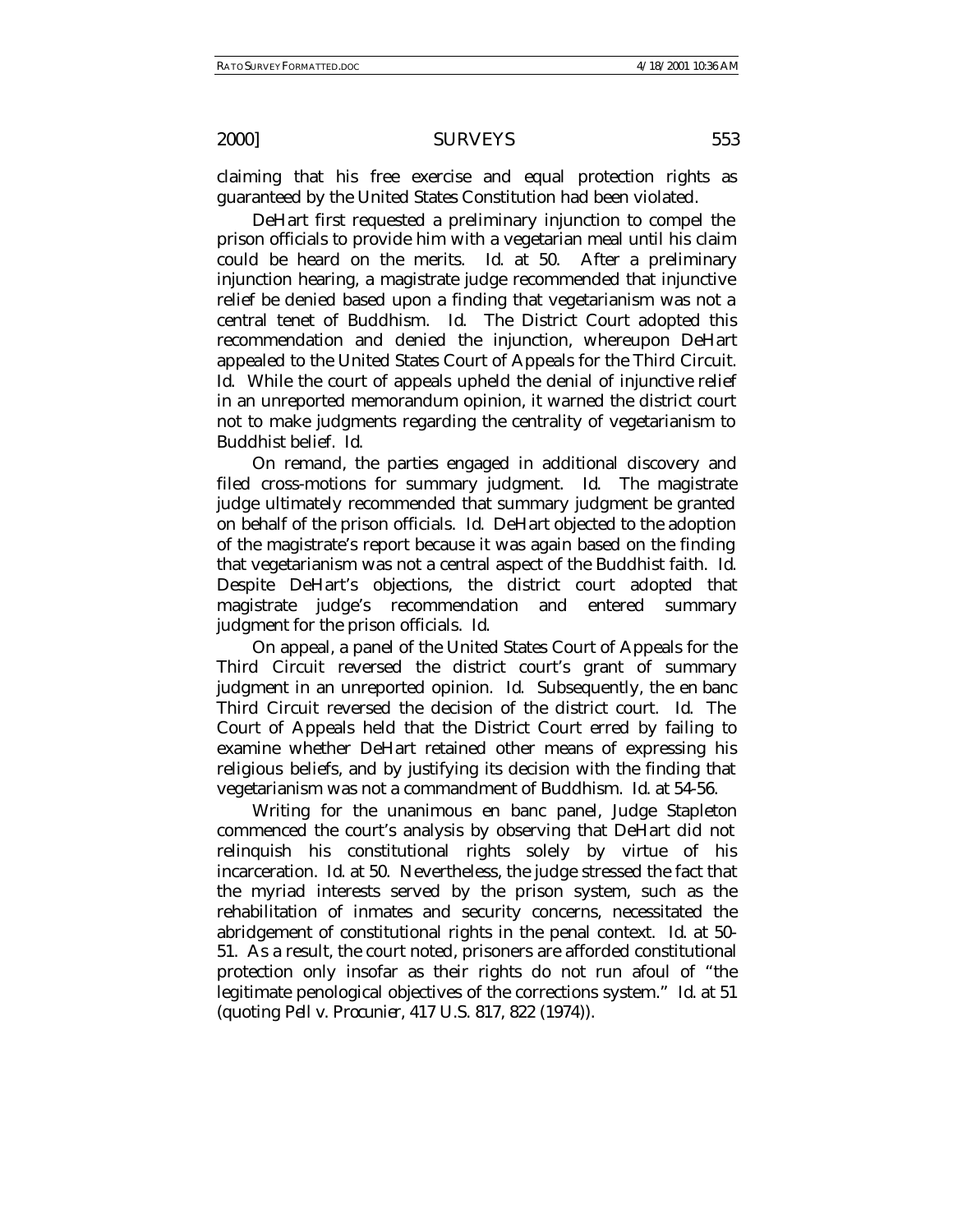claiming that his free exercise and equal protection rights as guaranteed by the United States Constitution had been violated.

DeHart first requested a preliminary injunction to compel the prison officials to provide him with a vegetarian meal until his claim could be heard on the merits. *Id.* at 50. After a preliminary injunction hearing, a magistrate judge recommended that injunctive relief be denied based upon a finding that vegetarianism was not a central tenet of Buddhism. *Id.* The District Court adopted this recommendation and denied the injunction, whereupon DeHart appealed to the United States Court of Appeals for the Third Circuit. *Id.* While the court of appeals upheld the denial of injunctive relief in an unreported memorandum opinion, it warned the district court not to make judgments regarding the centrality of vegetarianism to Buddhist belief. *Id.*

On remand, the parties engaged in additional discovery and filed cross-motions for summary judgment. *Id.* The magistrate judge ultimately recommended that summary judgment be granted on behalf of the prison officials. *Id.* DeHart objected to the adoption of the magistrate's report because it was again based on the finding that vegetarianism was not a central aspect of the Buddhist faith. *Id.* Despite DeHart's objections, the district court adopted that magistrate judge's recommendation and entered summary judgment for the prison officials. *Id.*

On appeal, a panel of the United States Court of Appeals for the Third Circuit reversed the district court's grant of summary judgment in an unreported opinion. *Id.* Subsequently, the en banc Third Circuit reversed the decision of the district court. *Id.* The Court of Appeals held that the District Court erred by failing to examine whether DeHart retained other means of expressing his religious beliefs, and by justifying its decision with the finding that vegetarianism was not a commandment of Buddhism. *Id.* at 54-56.

Writing for the unanimous en banc panel, Judge Stapleton commenced the court's analysis by observing that DeHart did not relinquish his constitutional rights solely by virtue of his incarceration. *Id.* at 50. Nevertheless, the judge stressed the fact that the myriad interests served by the prison system, such as the rehabilitation of inmates and security concerns, necessitated the abridgement of constitutional rights in the penal context. *Id.* at 50-51. As a result, the court noted, prisoners are afforded constitutional protection only insofar as their rights do not run afoul of "the legitimate penological objectives of the corrections system." *Id.* at 51 (quoting *Pell v. Procunier*, 417 U.S. 817, 822 (1974)).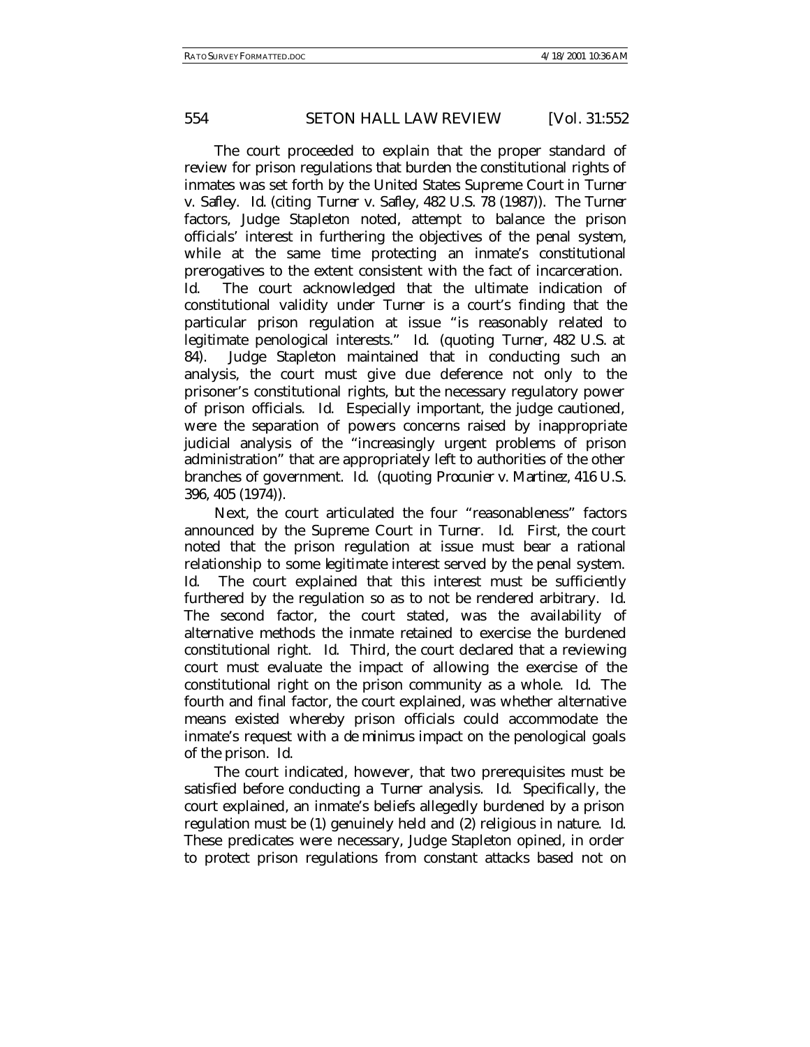The court proceeded to explain that the proper standard of review for prison regulations that burden the constitutional rights of inmates was set forth by the United States Supreme Court in *Turner v. Safley*. *Id.* (citing *Turner v. Safley*, 482 U.S. 78 (1987)). The *Turner* factors, Judge Stapleton noted, attempt to balance the prison officials' interest in furthering the objectives of the penal system, while at the same time protecting an inmate's constitutional prerogatives to the extent consistent with the fact of incarceration. *Id.* The court acknowledged that the ultimate indication of constitutional validity under *Turner* is a court's finding that the particular prison regulation at issue "is reasonably related to legitimate penological interests." *Id.* (quoting *Turner*, 482 U.S. at 84). Judge Stapleton maintained that in conducting such an analysis, the court must give due deference not only to the prisoner's constitutional rights, but the necessary regulatory power of prison officials. *Id.* Especially important, the judge cautioned, were the separation of powers concerns raised by inappropriate judicial analysis of the "increasingly urgent problems of prison administration" that are appropriately left to authorities of the other branches of government. *Id.* (quoting *Procunier v. Martinez*, 416 U.S. 396, 405 (1974)).

Next, the court articulated the four "reasonableness" factors announced by the Supreme Court in *Turner*. *Id.* First, the court noted that the prison regulation at issue must bear a rational relationship to some legitimate interest served by the penal system. *Id.* The court explained that this interest must be sufficiently furthered by the regulation so as to not be rendered arbitrary. *Id.* The second factor, the court stated, was the availability of alternative methods the inmate retained to exercise the burdened constitutional right. *Id.* Third, the court declared that a reviewing court must evaluate the impact of allowing the exercise of the constitutional right on the prison community as a whole. *Id.* The fourth and final factor, the court explained, was whether alternative means existed whereby prison officials could accommodate the inmate's request with a *de minimus* impact on the penological goals of the prison. *Id.*

The court indicated, however, that two prerequisites must be satisfied before conducting a *Turner* analysis. *Id.* Specifically, the court explained, an inmate's beliefs allegedly burdened by a prison regulation must be (1) genuinely held and (2) religious in nature. *Id.* These predicates were necessary, Judge Stapleton opined, in order to protect prison regulations from constant attacks based not on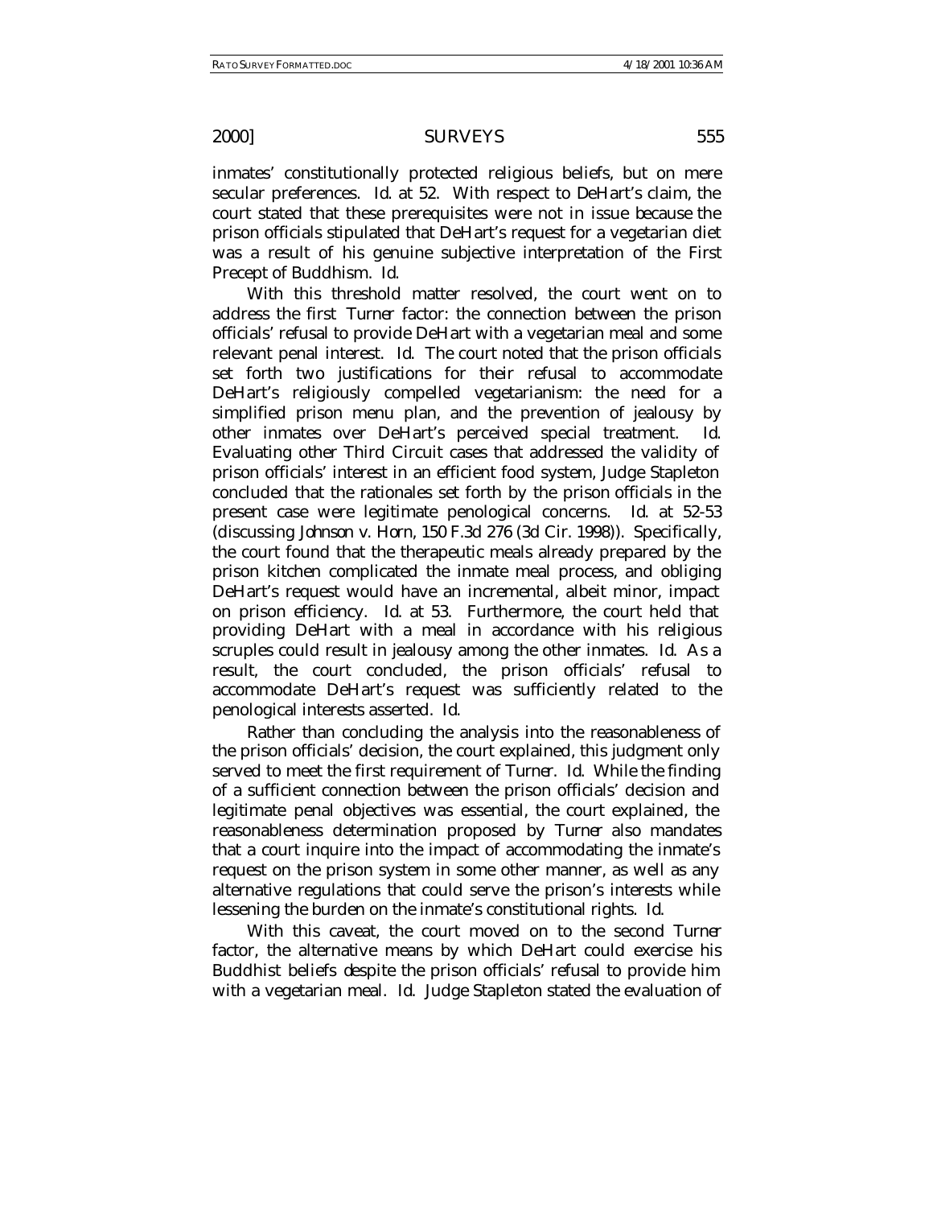inmates' constitutionally protected religious beliefs, but on mere secular preferences. *Id.* at 52. With respect to DeHart's claim, the court stated that these prerequisites were not in issue because the prison officials stipulated that DeHart's request for a vegetarian diet was a result of his genuine subjective interpretation of the First Precept of Buddhism. *Id.*

With this threshold matter resolved, the court went on to address the first *Turner* factor: the connection between the prison officials' refusal to provide DeHart with a vegetarian meal and some relevant penal interest. *Id.* The court noted that the prison officials set forth two justifications for their refusal to accommodate DeHart's religiously compelled vegetarianism: the need for a simplified prison menu plan, and the prevention of jealousy by other inmates over DeHart's perceived special treatment. *Id.* Evaluating other Third Circuit cases that addressed the validity of prison officials' interest in an efficient food system, Judge Stapleton concluded that the rationales set forth by the prison officials in the present case were legitimate penological concerns. *Id.* at 52-53 (discussing *Johnson v. Horn*, 150 F.3d 276 (3d Cir. 1998)). Specifically, the court found that the therapeutic meals already prepared by the prison kitchen complicated the inmate meal process, and obliging DeHart's request would have an incremental, albeit minor, impact on prison efficiency. *Id.* at 53. Furthermore, the court held that providing DeHart with a meal in accordance with his religious scruples could result in jealousy among the other inmates. *Id.* As a result, the court concluded, the prison officials' refusal to accommodate DeHart's request was sufficiently related to the penological interests asserted. *Id.*

Rather than concluding the analysis into the reasonableness of the prison officials' decision, the court explained, this judgment only served to meet the first requirement of *Turner*. *Id.* While the finding of a sufficient connection between the prison officials' decision and legitimate penal objectives was essential, the court explained, the reasonableness determination proposed by *Turner* also mandates that a court inquire into the impact of accommodating the inmate's request on the prison system in some other manner, as well as any alternative regulations that could serve the prison's interests while lessening the burden on the inmate's constitutional rights. *Id.*

With this caveat, the court moved on to the second *Turner* factor, the alternative means by which DeHart could exercise his Buddhist beliefs despite the prison officials' refusal to provide him with a vegetarian meal. *Id.* Judge Stapleton stated the evaluation of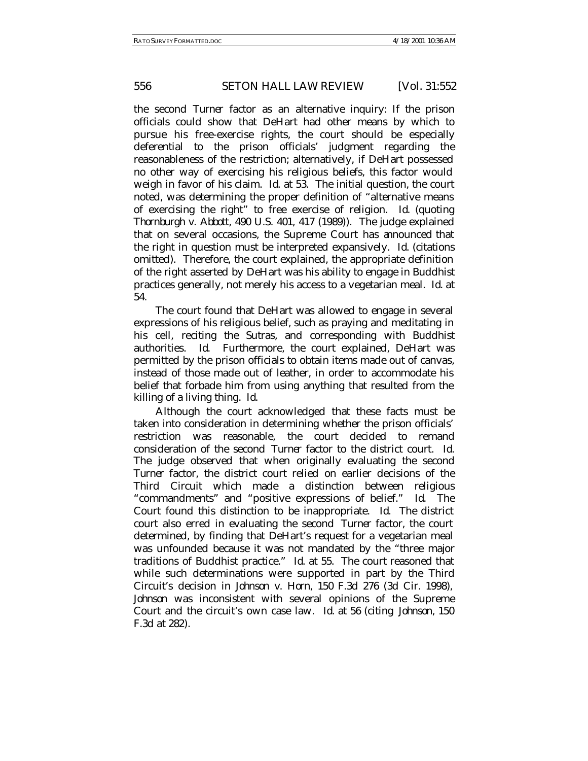the second *Turner* factor as an alternative inquiry: If the prison officials could show that DeHart had other means by which to pursue his free-exercise rights, the court should be especially deferential to the prison officials' judgment regarding the reasonableness of the restriction; alternatively, if DeHart possessed no other way of exercising his religious beliefs, this factor would weigh in favor of his claim. *Id.* at 53. The initial question, the court noted, was determining the proper definition of "alternative means of exercising the right" to free exercise of religion. *Id.* (quoting *Thornburgh v. Abbott*, 490 U.S. 401, 417 (1989)). The judge explained that on several occasions, the Supreme Court has announced that the right in question must be interpreted expansively. *Id.* (citations omitted). Therefore, the court explained, the appropriate definition of the right asserted by DeHart was his ability to engage in Buddhist practices generally, not merely his access to a vegetarian meal. *Id.* at 54.

The court found that DeHart was allowed to engage in several expressions of his religious belief, such as praying and meditating in his cell, reciting the Sutras, and corresponding with Buddhist authorities. *Id.* Furthermore, the court explained, DeHart was permitted by the prison officials to obtain items made out of canvas, instead of those made out of leather, in order to accommodate his belief that forbade him from using anything that resulted from the killing of a living thing. *Id.*

Although the court acknowledged that these facts must be taken into consideration in determining whether the prison officials' restriction was reasonable, the court decided to remand consideration of the second *Turner* factor to the district court. *Id.* The judge observed that when originally evaluating the second *Turner* factor, the district court relied on earlier decisions of the Third Circuit which made a distinction between religious "commandments" and "positive expressions of belief." *Id.* The Court found this distinction to be inappropriate. *Id.* The district court also erred in evaluating the second *Turner* factor, the court determined, by finding that DeHart's request for a vegetarian meal was unfounded because it was not mandated by the "three major traditions of Buddhist practice." *Id.* at 55. The court reasoned that while such determinations were supported in part by the Third Circuit's decision in *Johnson v. Horn*, 150 F.3d 276 (3d Cir. 1998), *Johnson* was inconsistent with several opinions of the Supreme Court and the circuit's own case law. *Id.* at 56 (citing *Johnson*, 150 F.3d at 282).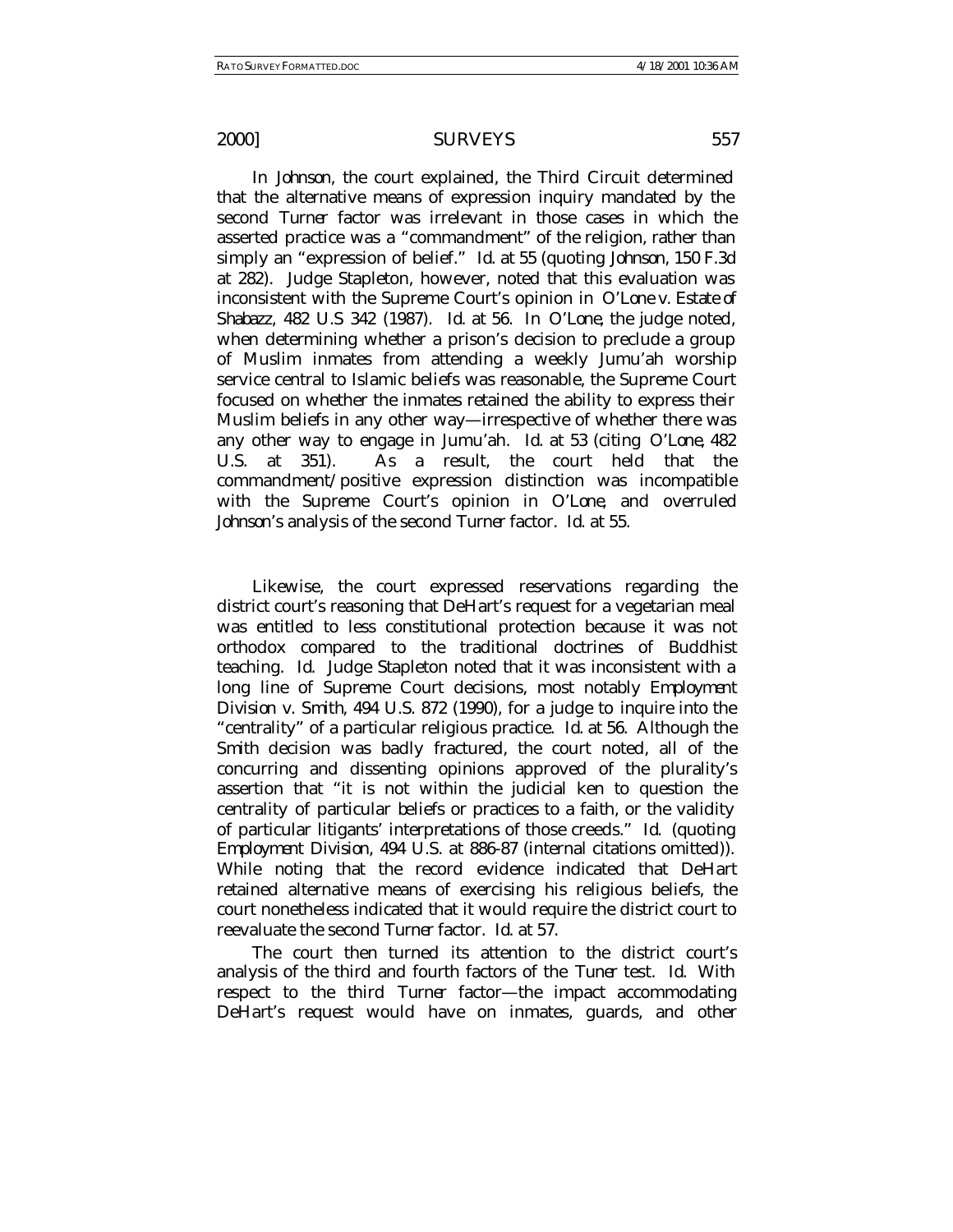In *Johnson*, the court explained, the Third Circuit determined that the alternative means of expression inquiry mandated by the second *Turner* factor was irrelevant in those cases in which the asserted practice was a "commandment" of the religion, rather than simply an "expression of belief." *Id.* at 55 (quoting *Johnson*, 150 F.3d at 282). Judge Stapleton, however, noted that this evaluation was inconsistent with the Supreme Court's opinion in *O'Lone v. Estate of Shabazz*, 482 U.S 342 (1987). *Id.* at 56. In *O'Lone*, the judge noted, when determining whether a prison's decision to preclude a group of Muslim inmates from attending a weekly Jumu'ah worship service central to Islamic beliefs was reasonable, the Supreme Court focused on whether the inmates retained the ability to express their Muslim beliefs in any other way—irrespective of whether there was any other way to engage in Jumu'ah. *Id.* at 53 (citing *O'Lone*, 482 U.S. at 351). As a result, the court held that the commandment/positive expression distinction was incompatible with the Supreme Court's opinion in *O'Lone*, and overruled *Johnson*'s analysis of the second *Turner* factor. *Id.* at 55.

Likewise, the court expressed reservations regarding the district court's reasoning that DeHart's request for a vegetarian meal was entitled to less constitutional protection because it was not orthodox compared to the traditional doctrines of Buddhist teaching. *Id.* Judge Stapleton noted that it was inconsistent with a long line of Supreme Court decisions, most notably *Employment Division v. Smith*, 494 U.S. 872 (1990), for a judge to inquire into the "centrality" of a particular religious practice. *Id.* at 56. Although the *Smith* decision was badly fractured, the court noted, all of the concurring and dissenting opinions approved of the plurality's assertion that "it is not within the judicial ken to question the centrality of particular beliefs or practices to a faith, or the validity of particular litigants' interpretations of those creeds." *Id.* (quoting *Employment Division*, 494 U.S. at 886-87 (internal citations omitted)). While noting that the record evidence indicated that DeHart retained alternative means of exercising his religious beliefs, the court nonetheless indicated that it would require the district court to reevaluate the second *Turner* factor. *Id.* at 57.

The court then turned its attention to the district court's analysis of the third and fourth factors of the *Tuner* test. *Id.* With respect to the third *Turner* factor—the impact accommodating DeHart's request would have on inmates, guards, and other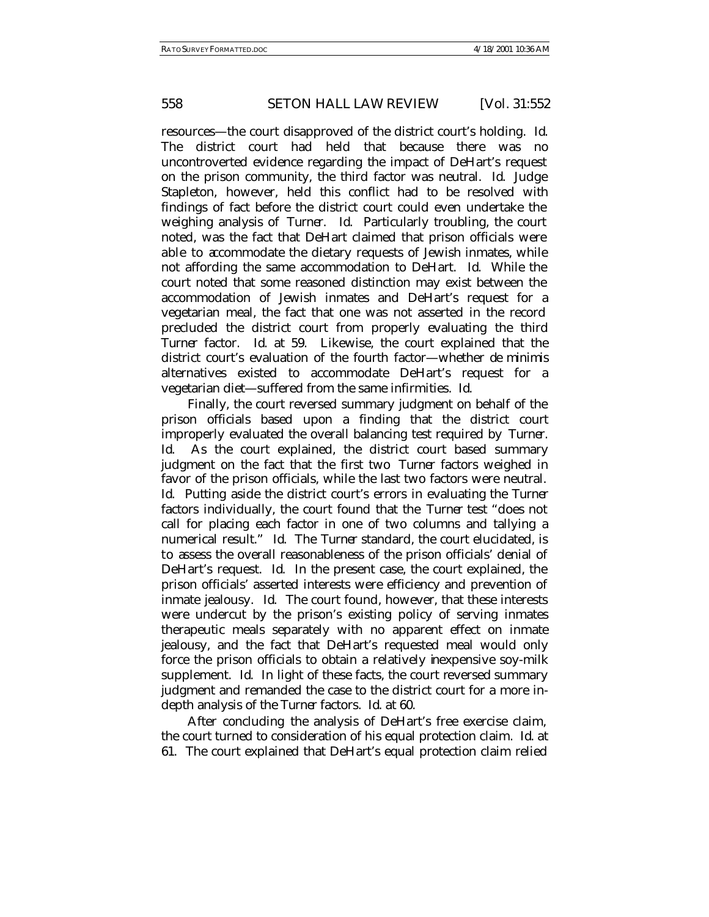resources—the court disapproved of the district court's holding. *Id.* The district court had held that because there was no uncontroverted evidence regarding the impact of DeHart's request on the prison community, the third factor was neutral. *Id.* Judge Stapleton, however, held this conflict had to be resolved with findings of fact before the district court could even undertake the weighing analysis of *Turner*. *Id.* Particularly troubling, the court noted, was the fact that DeHart claimed that prison officials were able to accommodate the dietary requests of Jewish inmates, while not affording the same accommodation to DeHart. *Id.* While the court noted that some reasoned distinction may exist between the accommodation of Jewish inmates and DeHart's request for a vegetarian meal, the fact that one was not asserted in the record precluded the district court from properly evaluating the third *Turner* factor. *Id.* at 59. Likewise, the court explained that the district court's evaluation of the fourth factor—whether *de minimis* alternatives existed to accommodate DeHart's request for a vegetarian diet—suffered from the same infirmities. *Id.*

Finally, the court reversed summary judgment on behalf of the prison officials based upon a finding that the district court improperly evaluated the overall balancing test required by *Turner*. *Id.* As the court explained, the district court based summary judgment on the fact that the first two *Turner* factors weighed in favor of the prison officials, while the last two factors were neutral. *Id.* Putting aside the district court's errors in evaluating the *Turner* factors individually, the court found that the *Turner* test "does not call for placing each factor in one of two columns and tallying a numerical result." *Id.* The *Turner* standard, the court elucidated, is to assess the overall reasonableness of the prison officials' denial of DeHart's request. *Id.* In the present case, the court explained, the prison officials' asserted interests were efficiency and prevention of inmate jealousy. *Id.* The court found, however, that these interests were undercut by the prison's existing policy of serving inmates therapeutic meals separately with no apparent effect on inmate jealousy, and the fact that DeHart's requested meal would only force the prison officials to obtain a relatively inexpensive soy-milk supplement. *Id.* In light of these facts, the court reversed summary judgment and remanded the case to the district court for a more in-depth analysis of the *Turner* factors. *Id.* at 60.

After concluding the analysis of DeHart's free exercise claim, the court turned to consideration of his equal protection claim. *Id.* at 61. The court explained that DeHart's equal protection claim relied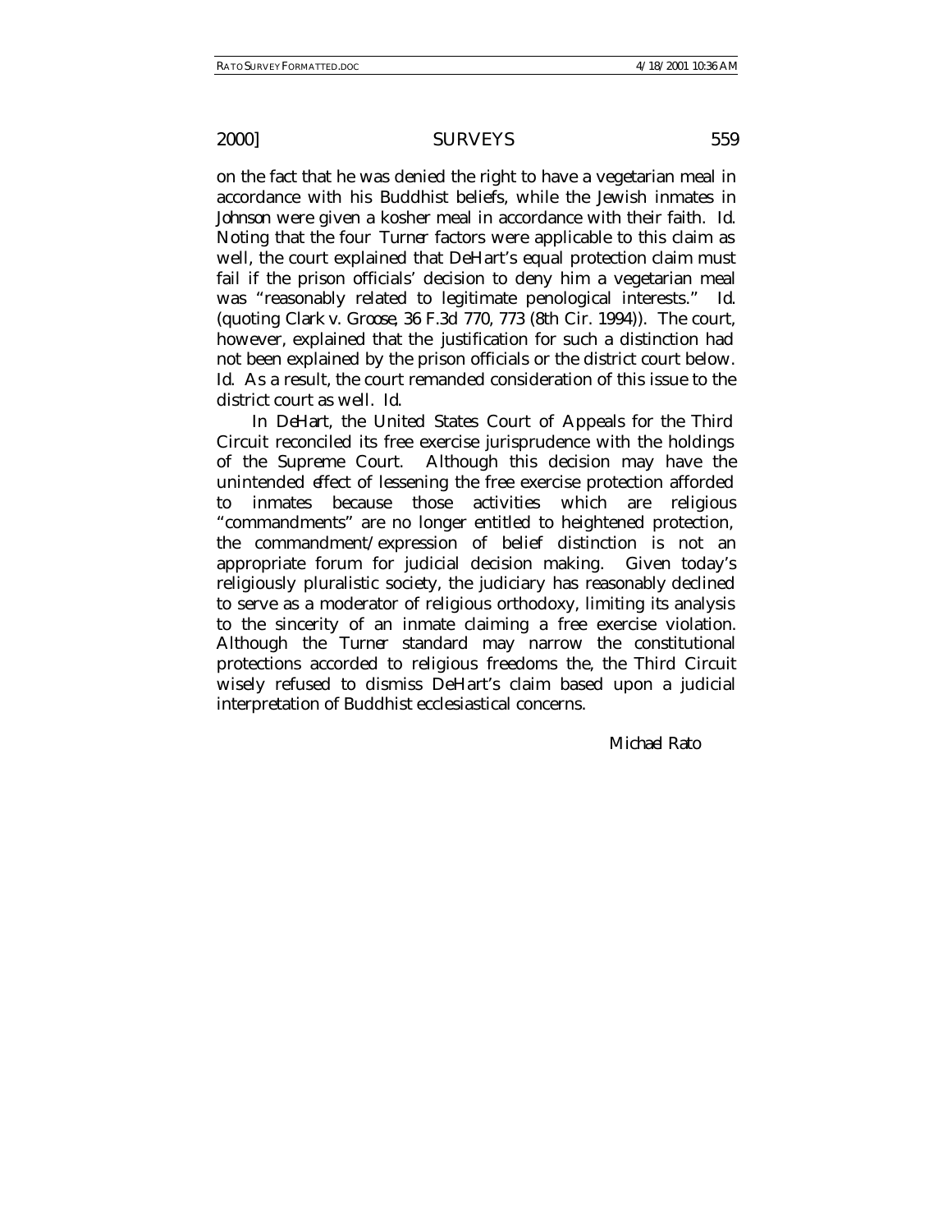on the fact that he was denied the right to have a vegetarian meal in accordance with his Buddhist beliefs, while the Jewish inmates in *Johnson* were given a kosher meal in accordance with their faith. *Id.* Noting that the four *Turner* factors were applicable to this claim as well, the court explained that DeHart's equal protection claim must fail if the prison officials' decision to deny him a vegetarian meal was "reasonably related to legitimate penological interests." *Id.* (quoting Clark v. *Groose*, 36 F.3d 770, 773 (8th Cir. 1994)). The court, however, explained that the justification for such a distinction had not been explained by the prison officials or the district court below. *Id.* As a result, the court remanded consideration of this issue to the district court as well. *Id.*

In *DeHart*, the United States Court of Appeals for the Third Circuit reconciled its free exercise jurisprudence with the holdings of the Supreme Court. Although this decision may have the unintended effect of lessening the free exercise protection afforded to inmates because those activities which are religious "commandments" are no longer entitled to heightened protection, the commandment/expression of belief distinction is not an appropriate forum for judicial decision making. Given today's religiously pluralistic society, the judiciary has reasonably declined to serve as a moderator of religious orthodoxy, limiting its analysis to the sincerity of an inmate claiming a free exercise violation. Although the *Turner* standard may narrow the constitutional protections accorded to religious freedoms the, the Third Circuit wisely refused to dismiss DeHart's claim based upon a judicial interpretation of Buddhist ecclesiastical concerns.

*Michael Rato*